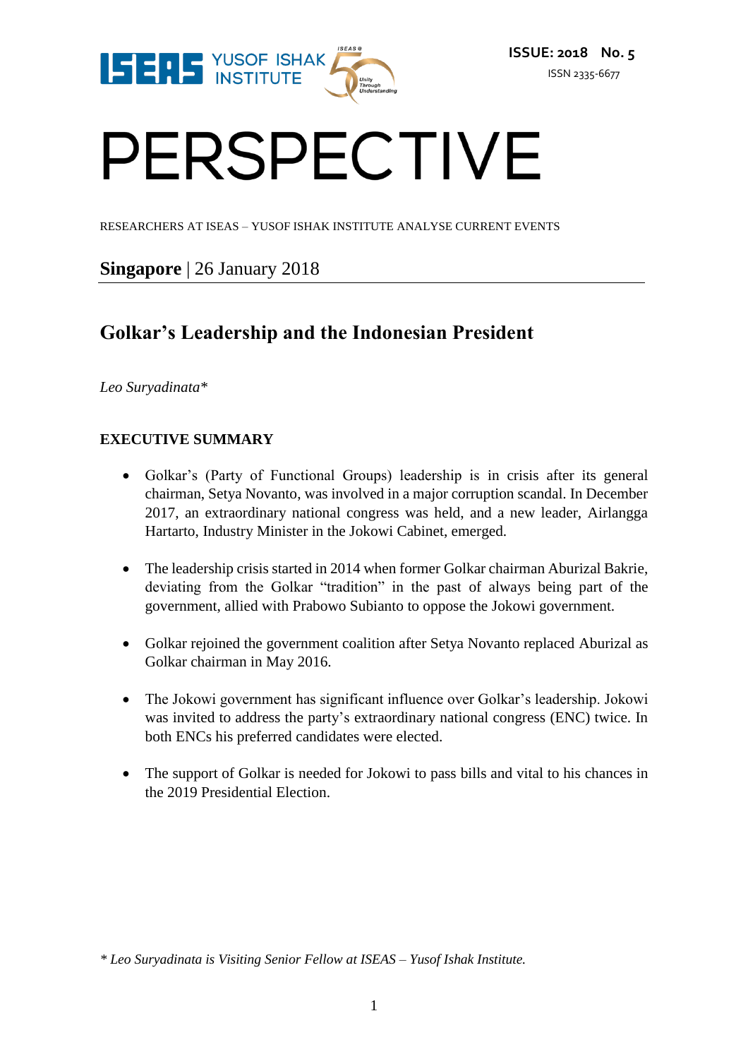ISSUE: 2018 No. 5

ISSN 2335-6677

# PERSPECTIVE

RESEARCHERS AT ISEAS – YUSOF ISHAK INSTITUTE ANALYSE CURRENT EVENTS

**Singapore** | 26 January 2018

## Golkar's Leadership and the Indonesian President

*Leo Suryadinata**

### EXECUTIVE SUMMARY

- Golkar's (Party of Functional Groups) leadership is in crisis after its general chairman, Setya Novanto, was involved in a major corruption scandal. In December 2017, an extraordinary national congress was held, and a new leader, Airlangga Hartarto, Industry Minister in the Jokowi Cabinet, emerged.

- The leadership crisis started in 2014 when former Golkar chairman Aburizal Bakrie, deviating from the Golkar "tradition" in the past of always being part of the government, allied with Prabowo Subianto to oppose the Jokowi government.

- Golkar rejoined the government coalition after Setya Novanto replaced Aburizal as Golkar chairman in May 2016.

- The Jokowi government has significant influence over Golkar's leadership. Jokowi was invited to address the party's extraordinary national congress (ENC) twice. In both ENCs his preferred candidates were elected.

- The support of Golkar is needed for Jokowi to pass bills and vital to his chances in the 2019 Presidential Election.

*\* Leo Suryadinata is Visiting Senior Fellow at ISEAS – Yusof Ishak Institute.*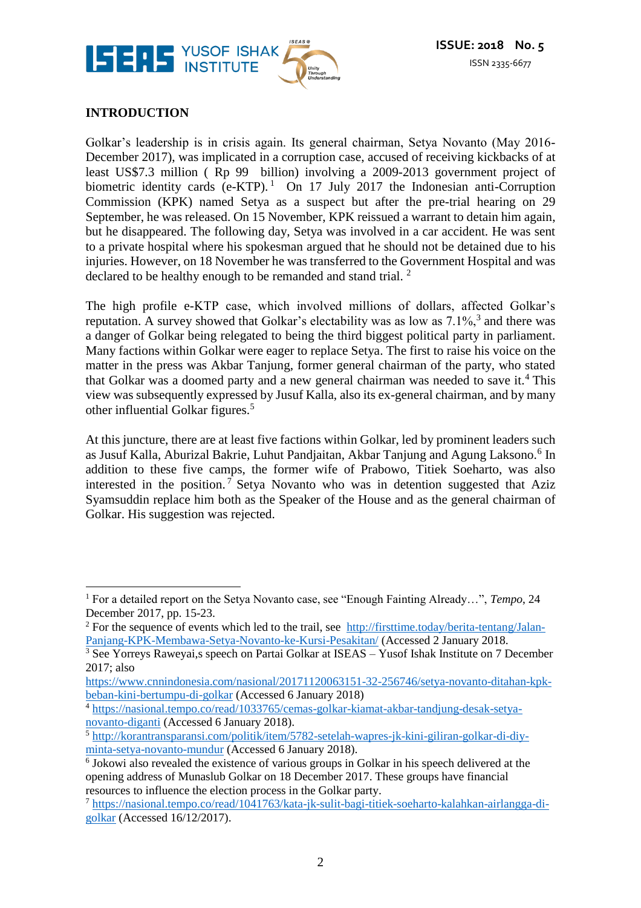## INTRODUCTION

Golkar's leadership is in crisis again. Its general chairman, Setya Novanto (May 2016-December 2017), was implicated in a corruption case, accused of receiving kickbacks of at least US$7.3 million ( Rp 99 billion) involving a 2009-2013 government project of biometric identity cards (e-KTP).[1] On 17 July 2017 the Indonesian anti-Corruption Commission (KPK) named Setya as a suspect but after the pre-trial hearing on 29 September, he was released. On 15 November, KPK reissued a warrant to detain him again, but he disappeared. The following day, Setya was involved in a car accident. He was sent to a private hospital where his spokesman argued that he should not be detained due to his injuries. However, on 18 November he was transferred to the Government Hospital and was declared to be healthy enough to be remanded and stand trial.[2]

The high profile e-KTP case, which involved millions of dollars, affected Golkar's reputation. A survey showed that Golkar's electability was as low as 7.1%,[3] and there was a danger of Golkar being relegated to being the third biggest political party in parliament. Many factions within Golkar were eager to replace Setya. The first to raise his voice on the matter in the press was Akbar Tanjung, former general chairman of the party, who stated that Golkar was a doomed party and a new general chairman was needed to save it.[4] This view was subsequently expressed by Jusuf Kalla, also its ex-general chairman, and by many other influential Golkar figures.[5]

At this juncture, there are at least five factions within Golkar, led by prominent leaders such as Jusuf Kalla, Aburizal Bakrie, Luhut Pandjaitan, Akbar Tanjung and Agung Laksono.[6] In addition to these five camps, the former wife of Prabowo, Titiek Soeharto, was also interested in the position.[7] Setya Novanto who was in detention suggested that Aziz Syamsuddin replace him both as the Speaker of the House and as the general chairman of Golkar. His suggestion was rejected.

---

[1] For a detailed report on the Setya Novanto case, see "Enough Fainting Already…", *Tempo*, 24 December 2017, pp. 15-23.

[2] For the sequence of events which led to the trail, see http://firsttime.today/berita-tentang/Jalan-Panjang-KPK-Membawa-Setya-Novanto-ke-Kursi-Pesakitan/ (Accessed 2 January 2018.

[3] See Yorreys Raweyai,s speech on Partai Golkar at ISEAS – Yusof Ishak Institute on 7 December 2017; also https://www.cnnindonesia.com/nasional/20171120063151-32-256746/setya-novanto-ditahan-kpk-beban-kini-bertumpu-di-golkar (Accessed 6 January 2018)

[4] https://nasional.tempo.co/read/1033765/cemas-golkar-kiamat-akbar-tandjung-desak-setya-novanto-diganti (Accessed 6 January 2018).

[5] http://korantransparansi.com/politik/item/5782-setelah-wapres-jk-kini-giliran-golkar-di-diy-minta-setya-novanto-mundur (Accessed 6 January 2018).

[6] Jokowi also revealed the existence of various groups in Golkar in his speech delivered at the opening address of Munaslub Golkar on 18 December 2017. These groups have financial resources to influence the election process in the Golkar party.

[7] https://nasional.tempo.co/read/1041763/kata-jk-sulit-bagi-titiek-soeharto-kalahkan-airlangga-di-golkar (Accessed 16/12/2017).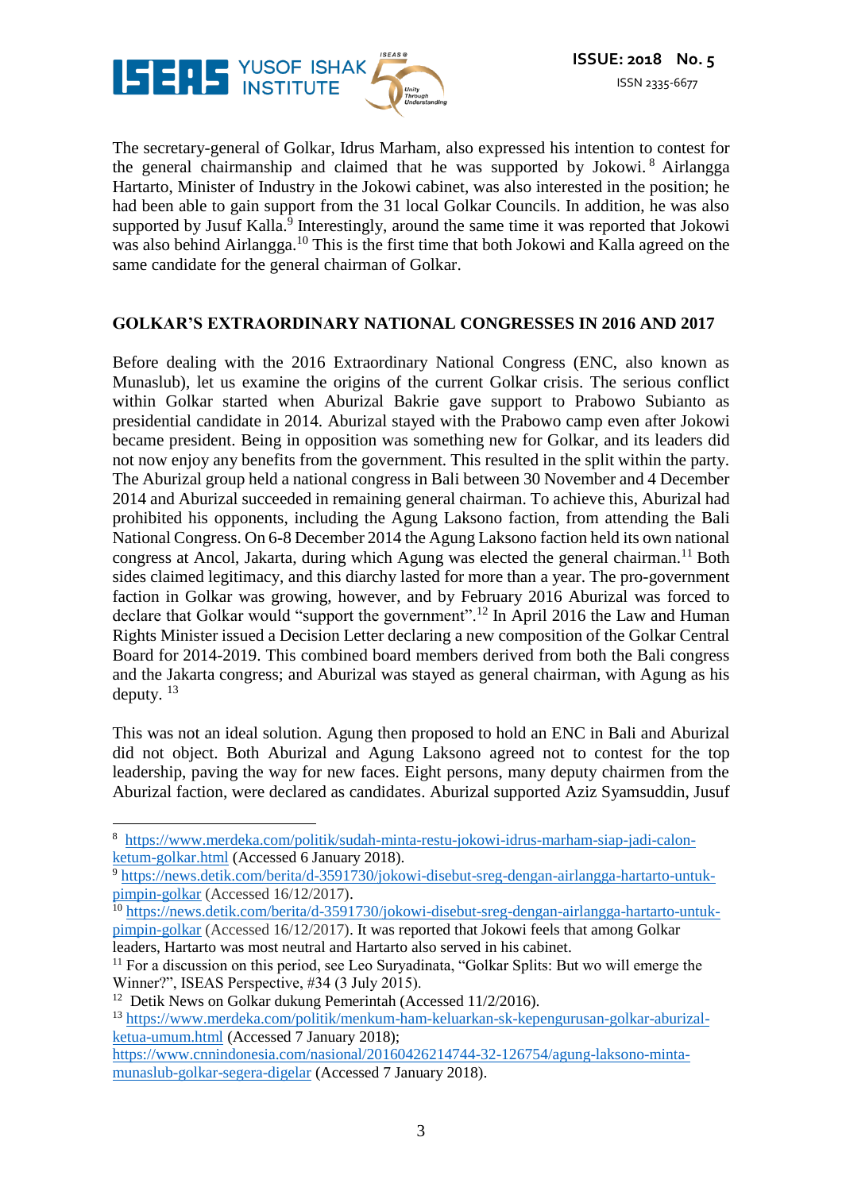The secretary-general of Golkar, Idrus Marham, also expressed his intention to contest for the general chairmanship and claimed that he was supported by Jokowi.[8] Airlangga Hartarto, Minister of Industry in the Jokowi cabinet, was also interested in the position; he had been able to gain support from the 31 local Golkar Councils. In addition, he was also supported by Jusuf Kalla.[9] Interestingly, around the same time it was reported that Jokowi was also behind Airlangga.[10] This is the first time that both Jokowi and Kalla agreed on the same candidate for the general chairman of Golkar.

## GOLKAR'S EXTRAORDINARY NATIONAL CONGRESSES IN 2016 AND 2017

Before dealing with the 2016 Extraordinary National Congress (ENC, also known as Munaslub), let us examine the origins of the current Golkar crisis. The serious conflict within Golkar started when Aburizal Bakrie gave support to Prabowo Subianto as presidential candidate in 2014. Aburizal stayed with the Prabowo camp even after Jokowi became president. Being in opposition was something new for Golkar, and its leaders did not now enjoy any benefits from the government. This resulted in the split within the party. The Aburizal group held a national congress in Bali between 30 November and 4 December 2014 and Aburizal succeeded in remaining general chairman. To achieve this, Aburizal had prohibited his opponents, including the Agung Laksono faction, from attending the Bali National Congress. On 6-8 December 2014 the Agung Laksono faction held its own national congress at Ancol, Jakarta, during which Agung was elected the general chairman.[11] Both sides claimed legitimacy, and this diarchy lasted for more than a year. The pro-government faction in Golkar was growing, however, and by February 2016 Aburizal was forced to declare that Golkar would "support the government".[12] In April 2016 the Law and Human Rights Minister issued a Decision Letter declaring a new composition of the Golkar Central Board for 2014-2019. This combined board members derived from both the Bali congress and the Jakarta congress; and Aburizal was stayed as general chairman, with Agung as his deputy.[13]

This was not an ideal solution. Agung then proposed to hold an ENC in Bali and Aburizal did not object. Both Aburizal and Agung Laksono agreed not to contest for the top leadership, paving the way for new faces. Eight persons, many deputy chairmen from the Aburizal faction, were declared as candidates. Aburizal supported Aziz Syamsuddin, Jusuf

---

[8] https://www.merdeka.com/politik/sudah-minta-restu-jokowi-idrus-marham-siap-jadi-calon-ketum-golkar.html (Accessed 6 January 2018).

[9] https://news.detik.com/berita/d-3591730/jokowi-disebut-sreg-dengan-airlangga-hartarto-untuk-pimpin-golkar (Accessed 16/12/2017).

[10] https://news.detik.com/berita/d-3591730/jokowi-disebut-sreg-dengan-airlangga-hartarto-untuk-pimpin-golkar (Accessed 16/12/2017). It was reported that Jokowi feels that among Golkar leaders, Hartarto was most neutral and Hartarto also served in his cabinet.

[11] For a discussion on this period, see Leo Suryadinata, "Golkar Splits: But wo will emerge the Winner?", ISEAS Perspective, #34 (3 July 2015).

[12] Detik News on Golkar dukung Pemerintah (Accessed 11/2/2016).

[13] https://www.merdeka.com/politik/menkum-ham-keluarkan-sk-kepengurusan-golkar-aburizal-ketua-umum.html (Accessed 7 January 2018); https://www.cnnindonesia.com/nasional/20160426214744-32-126754/agung-laksono-minta-munaslub-golkar-segera-digelar (Accessed 7 January 2018).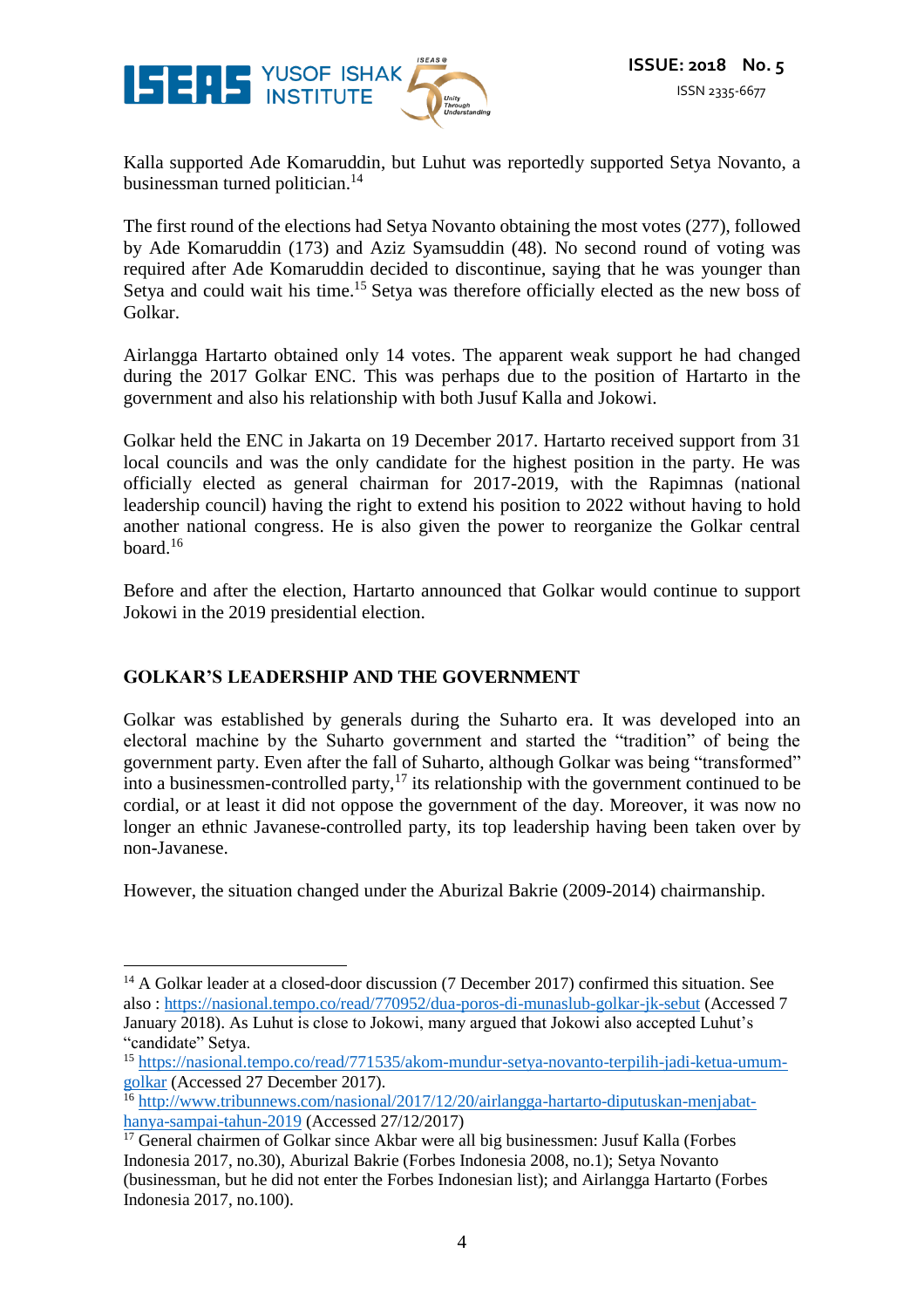Kalla supported Ade Komaruddin, but Luhut was reportedly supported Setya Novanto, a businessman turned politician.[14]

The first round of the elections had Setya Novanto obtaining the most votes (277), followed by Ade Komaruddin (173) and Aziz Syamsuddin (48). No second round of voting was required after Ade Komaruddin decided to discontinue, saying that he was younger than Setya and could wait his time.[15] Setya was therefore officially elected as the new boss of Golkar.

Airlangga Hartarto obtained only 14 votes. The apparent weak support he had changed during the 2017 Golkar ENC. This was perhaps due to the position of Hartarto in the government and also his relationship with both Jusuf Kalla and Jokowi.

Golkar held the ENC in Jakarta on 19 December 2017. Hartarto received support from 31 local councils and was the only candidate for the highest position in the party. He was officially elected as general chairman for 2017-2019, with the Rapimnas (national leadership council) having the right to extend his position to 2022 without having to hold another national congress. He is also given the power to reorganize the Golkar central board.[16]

Before and after the election, Hartarto announced that Golkar would continue to support Jokowi in the 2019 presidential election.

## GOLKAR'S LEADERSHIP AND THE GOVERNMENT

Golkar was established by generals during the Suharto era. It was developed into an electoral machine by the Suharto government and started the "tradition" of being the government party. Even after the fall of Suharto, although Golkar was being "transformed" into a businessmen-controlled party,[17] its relationship with the government continued to be cordial, or at least it did not oppose the government of the day. Moreover, it was now no longer an ethnic Javanese-controlled party, its top leadership having been taken over by non-Javanese.

However, the situation changed under the Aburizal Bakrie (2009-2014) chairmanship.

---

[14] A Golkar leader at a closed-door discussion (7 December 2017) confirmed this situation. See also : https://nasional.tempo.co/read/770952/dua-poros-di-munaslub-golkar-jk-sebut (Accessed 7 January 2018). As Luhut is close to Jokowi, many argued that Jokowi also accepted Luhut's "candidate" Setya.

[15] https://nasional.tempo.co/read/771535/akom-mundur-setya-novanto-terpilih-jadi-ketua-umum-golkar (Accessed 27 December 2017).

[16] http://www.tribunnews.com/nasional/2017/12/20/airlangga-hartarto-diputuskan-menjabat-hanya-sampai-tahun-2019 (Accessed 27/12/2017)

[17] General chairmen of Golkar since Akbar were all big businessmen: Jusuf Kalla (Forbes Indonesia 2017, no.30), Aburizal Bakrie (Forbes Indonesia 2008, no.1); Setya Novanto (businessman, but he did not enter the Forbes Indonesian list); and Airlangga Hartarto (Forbes Indonesia 2017, no.100).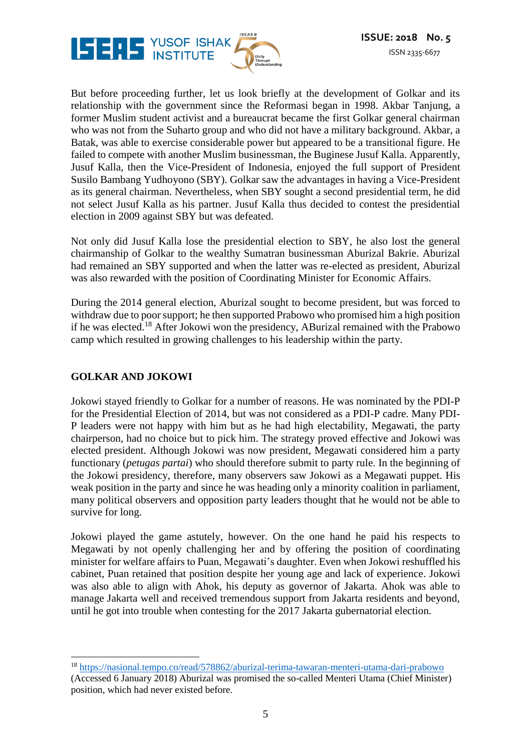But before proceeding further, let us look briefly at the development of Golkar and its relationship with the government since the Reformasi began in 1998. Akbar Tanjung, a former Muslim student activist and a bureaucrat became the first Golkar general chairman who was not from the Suharto group and who did not have a military background. Akbar, a Batak, was able to exercise considerable power but appeared to be a transitional figure. He failed to compete with another Muslim businessman, the Buginese Jusuf Kalla. Apparently, Jusuf Kalla, then the Vice-President of Indonesia, enjoyed the full support of President Susilo Bambang Yudhoyono (SBY). Golkar saw the advantages in having a Vice-President as its general chairman. Nevertheless, when SBY sought a second presidential term, he did not select Jusuf Kalla as his partner. Jusuf Kalla thus decided to contest the presidential election in 2009 against SBY but was defeated.

Not only did Jusuf Kalla lose the presidential election to SBY, he also lost the general chairmanship of Golkar to the wealthy Sumatran businessman Aburizal Bakrie. Aburizal had remained an SBY supported and when the latter was re-elected as president, Aburizal was also rewarded with the position of Coordinating Minister for Economic Affairs.

During the 2014 general election, Aburizal sought to become president, but was forced to withdraw due to poor support; he then supported Prabowo who promised him a high position if he was elected.[18] After Jokowi won the presidency, ABurizal remained with the Prabowo camp which resulted in growing challenges to his leadership within the party.

## GOLKAR AND JOKOWI

Jokowi stayed friendly to Golkar for a number of reasons. He was nominated by the PDI-P for the Presidential Election of 2014, but was not considered as a PDI-P cadre. Many PDI-P leaders were not happy with him but as he had high electability, Megawati, the party chairperson, had no choice but to pick him. The strategy proved effective and Jokowi was elected president. Although Jokowi was now president, Megawati considered him a party functionary (*petugas partai*) who should therefore submit to party rule. In the beginning of the Jokowi presidency, therefore, many observers saw Jokowi as a Megawati puppet. His weak position in the party and since he was heading only a minority coalition in parliament, many political observers and opposition party leaders thought that he would not be able to survive for long.

Jokowi played the game astutely, however. On the one hand he paid his respects to Megawati by not openly challenging her and by offering the position of coordinating minister for welfare affairs to Puan, Megawati's daughter. Even when Jokowi reshuffled his cabinet, Puan retained that position despite her young age and lack of experience. Jokowi was also able to align with Ahok, his deputy as governor of Jakarta. Ahok was able to manage Jakarta well and received tremendous support from Jakarta residents and beyond, until he got into trouble when contesting for the 2017 Jakarta gubernatorial election.

---

[18] https://nasional.tempo.co/read/578862/aburizal-terima-tawaran-menteri-utama-dari-prabowo (Accessed 6 January 2018) Aburizal was promised the so-called Menteri Utama (Chief Minister) position, which had never existed before.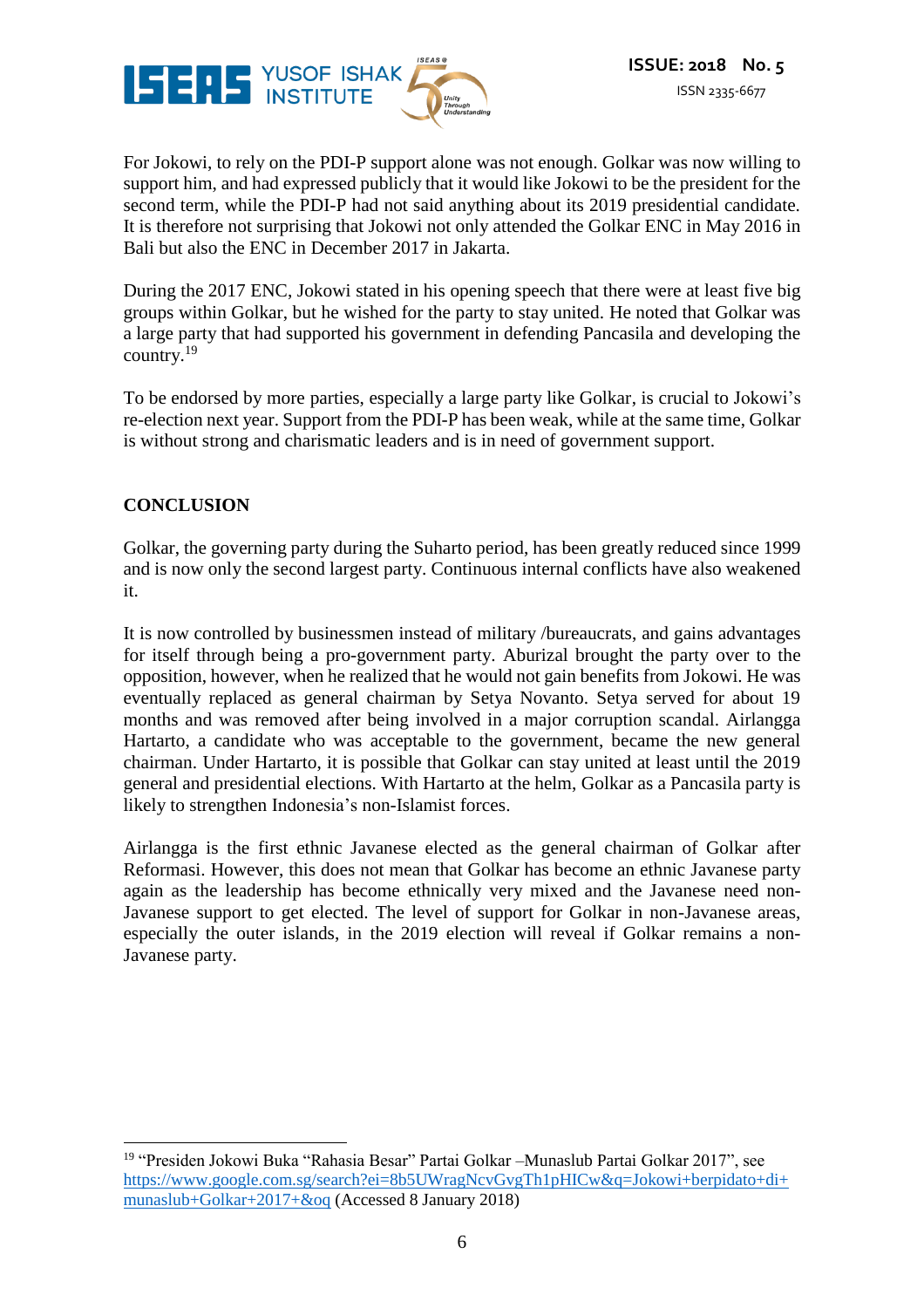For Jokowi, to rely on the PDI-P support alone was not enough. Golkar was now willing to support him, and had expressed publicly that it would like Jokowi to be the president for the second term, while the PDI-P had not said anything about its 2019 presidential candidate. It is therefore not surprising that Jokowi not only attended the Golkar ENC in May 2016 in Bali but also the ENC in December 2017 in Jakarta.

During the 2017 ENC, Jokowi stated in his opening speech that there were at least five big groups within Golkar, but he wished for the party to stay united. He noted that Golkar was a large party that had supported his government in defending Pancasila and developing the country.[19]

To be endorsed by more parties, especially a large party like Golkar, is crucial to Jokowi's re-election next year. Support from the PDI-P has been weak, while at the same time, Golkar is without strong and charismatic leaders and is in need of government support.

## CONCLUSION

Golkar, the governing party during the Suharto period, has been greatly reduced since 1999 and is now only the second largest party. Continuous internal conflicts have also weakened it.

It is now controlled by businessmen instead of military /bureaucrats, and gains advantages for itself through being a pro-government party. Aburizal brought the party over to the opposition, however, when he realized that he would not gain benefits from Jokowi. He was eventually replaced as general chairman by Setya Novanto. Setya served for about 19 months and was removed after being involved in a major corruption scandal. Airlangga Hartarto, a candidate who was acceptable to the government, became the new general chairman. Under Hartarto, it is possible that Golkar can stay united at least until the 2019 general and presidential elections. With Hartarto at the helm, Golkar as a Pancasila party is likely to strengthen Indonesia's non-Islamist forces.

Airlangga is the first ethnic Javanese elected as the general chairman of Golkar after Reformasi. However, this does not mean that Golkar has become an ethnic Javanese party again as the leadership has become ethnically very mixed and the Javanese need non-Javanese support to get elected. The level of support for Golkar in non-Javanese areas, especially the outer islands, in the 2019 election will reveal if Golkar remains a non-Javanese party.

---

[19] "Presiden Jokowi Buka "Rahasia Besar" Partai Golkar –Munaslub Partai Golkar 2017", see https://www.google.com.sg/search?ei=8b5UWragNcvGvgTh1pHICw&q=Jokowi+berpidato+di+munaslub+Golkar+2017+&oq (Accessed 8 January 2018)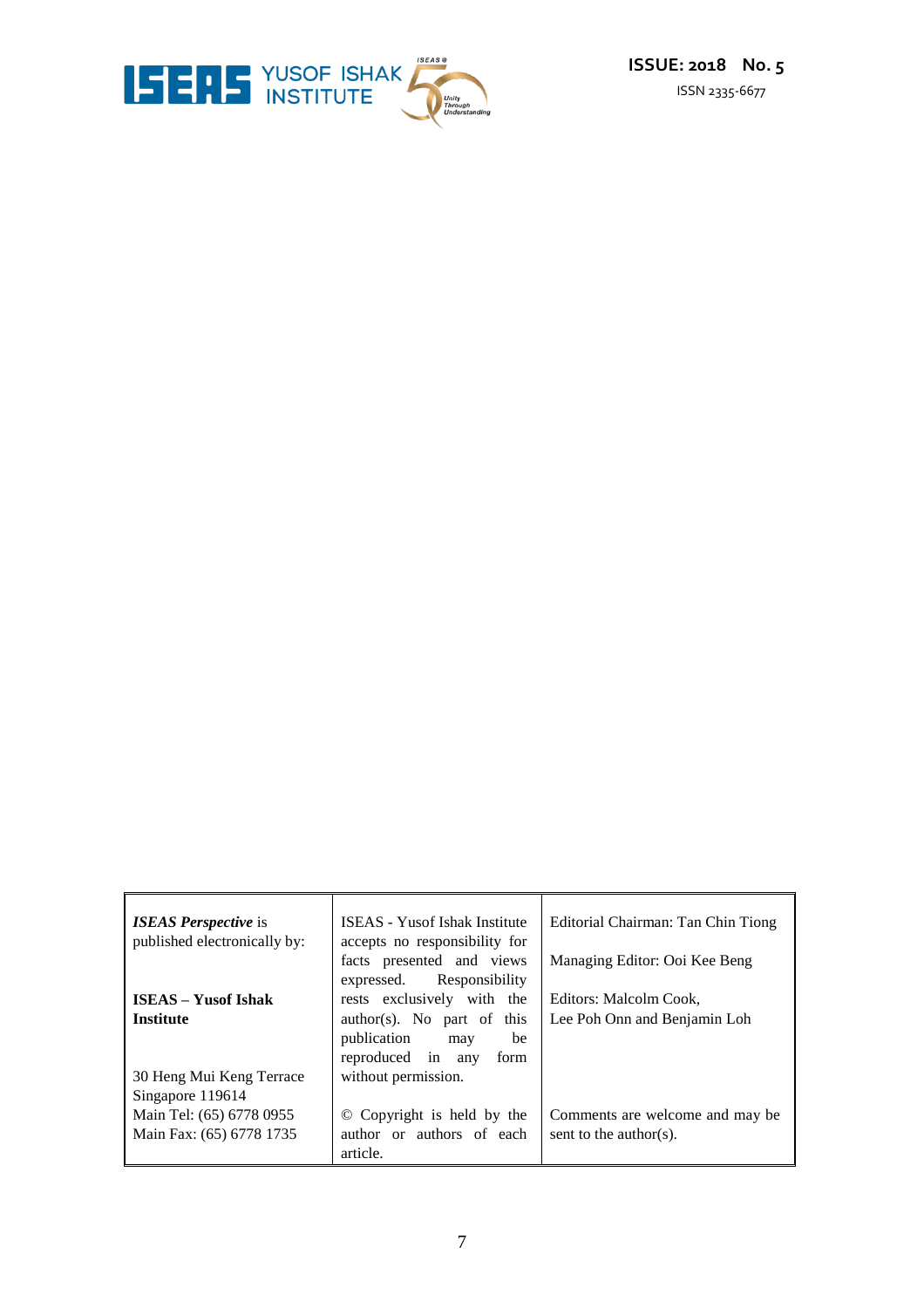| | | |
|---|---|---|
| ***ISEAS Perspective*** is published electronically by:<br><br>**ISEAS – Yusof Ishak Institute**<br><br>30 Heng Mui Keng Terrace<br>Singapore 119614<br>Main Tel: (65) 6778 0955<br>Main Fax: (65) 6778 1735 | ISEAS - Yusof Ishak Institute accepts no responsibility for facts presented and views expressed. Responsibility rests exclusively with the author(s). No part of this publication may be reproduced in any form without permission.<br><br>© Copyright is held by the author or authors of each article. | Editorial Chairman: Tan Chin Tiong<br><br>Managing Editor: Ooi Kee Beng<br><br>Editors: Malcolm Cook, Lee Poh Onn and Benjamin Loh<br><br>Comments are welcome and may be sent to the author(s). |